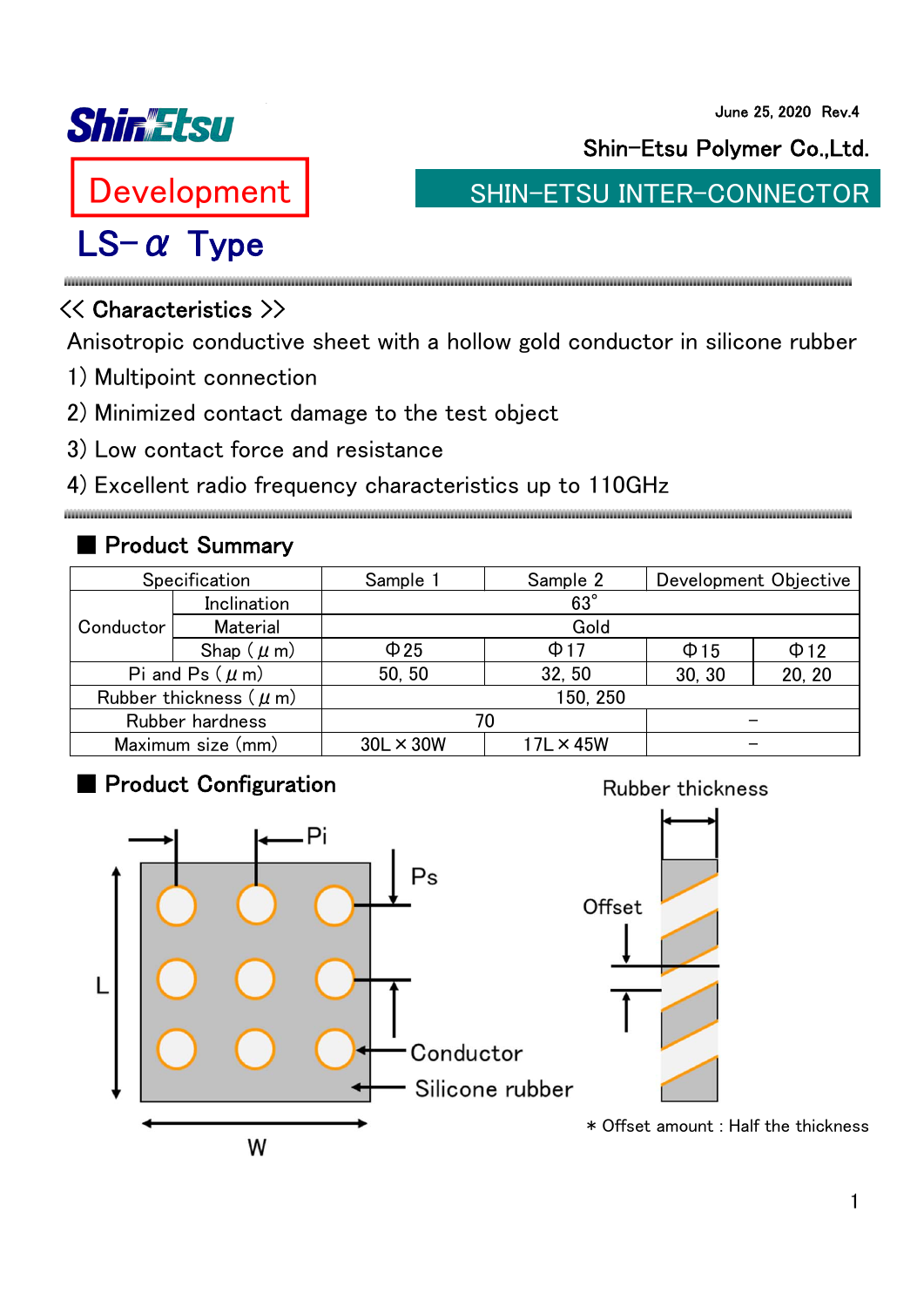June 25, 2020 Rev.4

Shin-Etsu Polymer Co.,Ltd.

SHIN-ETSU INTER-CONNECTOR

Development

# LS-α Type

## << Characteristics >>

Anisotropic conductive sheet with a hollow gold conductor in silicone rubber

1) Multipoint connection
2) Minimized contact damage to the test object
3) Low contact force and resistance
4) Excellent radio frequency characteristics up to 110GHz

## ■ Product Summary

| Specification | | Sample 1 | Sample 2 | Development Objective | |
|---|---|---|---|---|---|
| Conductor | Inclination | 63° | | | |
| | Material | Gold | | | |
| | Shap (μm) | Φ25 | Φ17 | Φ15 | Φ12 |
| Pi and Ps (μm) | | 50, 50 | 32, 50 | 30, 30 | 20, 20 |
| Rubber thickness (μm) | | 150, 250 | | | |
| Rubber hardness | | 70 | | – | |
| Maximum size (mm) | | 30L × 30W | 17L × 45W | – | |

## ■ Product Configuration

Pi, Ps, L, W, Conductor, Silicone rubber

Rubber thickness, Offset

* Offset amount : Half the thickness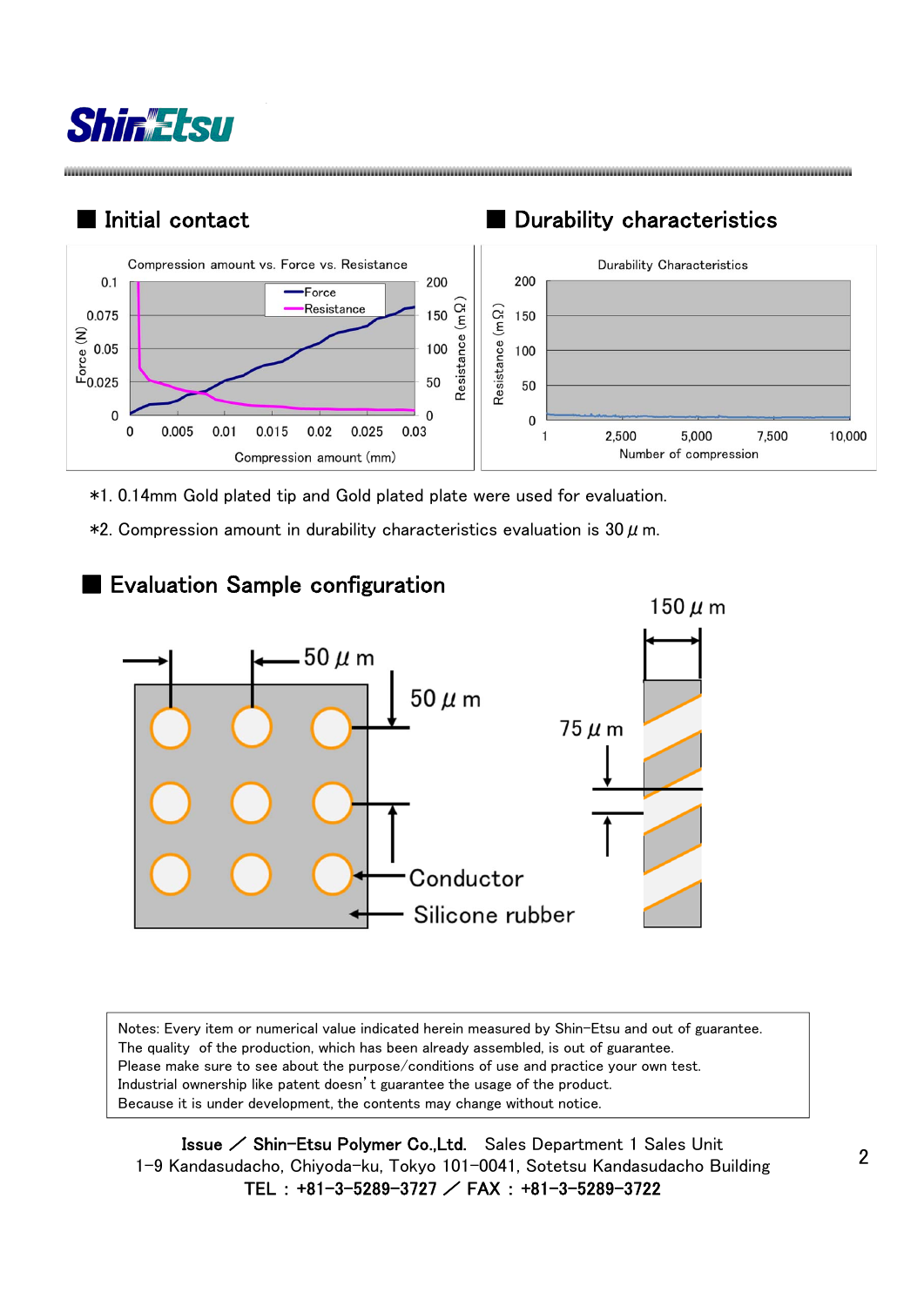## ■ Initial contact

Compression amount vs. Force vs. Resistance

Force (N): 0.1, 0.075, 0.05, 0.025, 0

Resistance (mΩ): 200, 150, 100, 50, 0

Compression amount (mm): 0, 0.005, 0.01, 0.015, 0.02, 0.025, 0.03

Force
Resistance

## ■ Durability characteristics

Durability Characteristics

Resistance (mΩ): 200, 150, 100, 50, 0

Number of compression: 1, 2,500, 5,000, 7,500, 10,000

*1. 0.14mm Gold plated tip and Gold plated plate were used for evaluation.

*2. Compression amount in durability characteristics evaluation is 30 μm.

## ■ Evaluation Sample configuration

50 μm

50 μm

150 μm

75 μm

Conductor

Silicone rubber

Notes: Every item or numerical value indicated herein measured by Shin-Etsu and out of guarantee.
The quality of the production, which has been already assembled, is out of guarantee.
Please make sure to see about the purpose/conditions of use and practice your own test.
Industrial ownership like patent doesn't guarantee the usage of the product.
Because it is under development, the contents may change without notice.

**Issue / Shin-Etsu Polymer Co.,Ltd.** Sales Department 1 Sales Unit
1-9 Kandasudacho, Chiyoda-ku, Tokyo 101-0041, Sotetsu Kandasudacho Building
**TEL : +81-3-5289-3727 / FAX : +81-3-5289-3722**